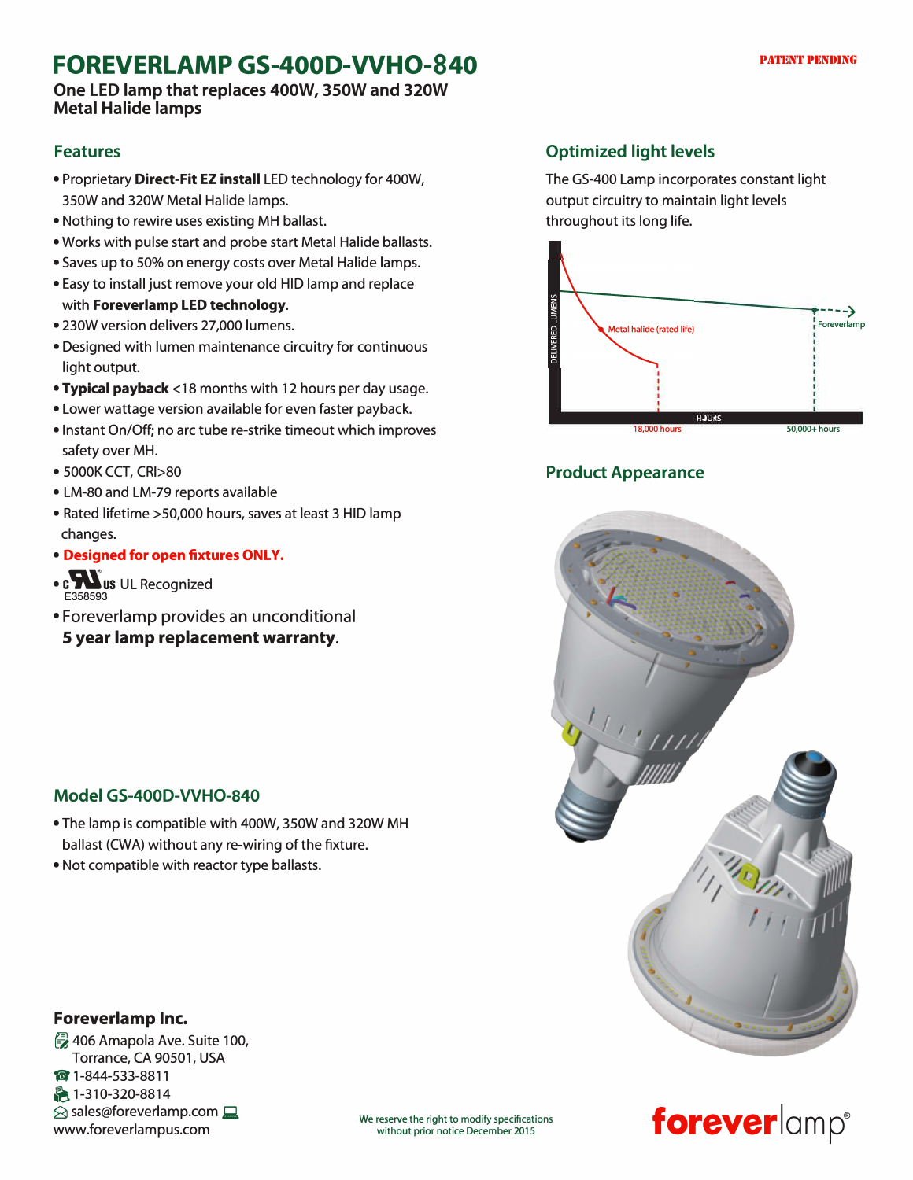# FOREVERLAMP GS-400D-VVHO-840

**One LED lamp that replaces 400W, 350W and 320W Metal Halide lamps**

PATENT PENDING

## Features

- Proprietary **Direct-Fit EZ install** LED technology for 400W, 350W and 320W Metal Halide lamps.
- Nothing to rewire uses existing MH ballast.
- Works with pulse start and probe start Metal Halide ballasts.
- Saves up to 50% on energy costs over Metal Halide lamps.
- Easy to install just remove your old HID lamp and replace with **Foreverlamp LED technology**.
- 230W version delivers 27,000 lumens.
- Designed with lumen maintenance circuitry for continuous light output.
- **Typical payback** <18 months with 12 hours per day usage.
- Lower wattage version available for even faster payback.
- Instant On/Off; no arc tube re-strike timeout which improves safety over MH.
- 5000K CCT, CRI>80
- LM-80 and LM-79 reports available
- Rated lifetime >50,000 hours, saves at least 3 HID lamp changes.
- **Designed for open fixtures ONLY.**
- c UL us UL Recognized E358593
- Foreverlamp provides an unconditional **5 year lamp replacement warranty**.

## Optimized light levels

The GS-400 Lamp incorporates constant light output circuitry to maintain light levels throughout its long life.

DELIVERED LUMENS — Metal halide (rated life) — Foreverlamp — HOURS — 18,000 hours — 50,000+ hours

## Product Appearance

## Model GS-400D-VVHO-840

- The lamp is compatible with 400W, 350W and 320W MH ballast (CWA) without any re-wiring of the fixture.
- Not compatible with reactor type ballasts.

**Foreverlamp Inc.**

406 Amapola Ave. Suite 100,
Torrance, CA 90501, USA
1-844-533-8811
1-310-320-8814
sales@foreverlamp.com
www.foreverlampus.com

We reserve the right to modify specifications without prior notice December 2015

foreverlamp®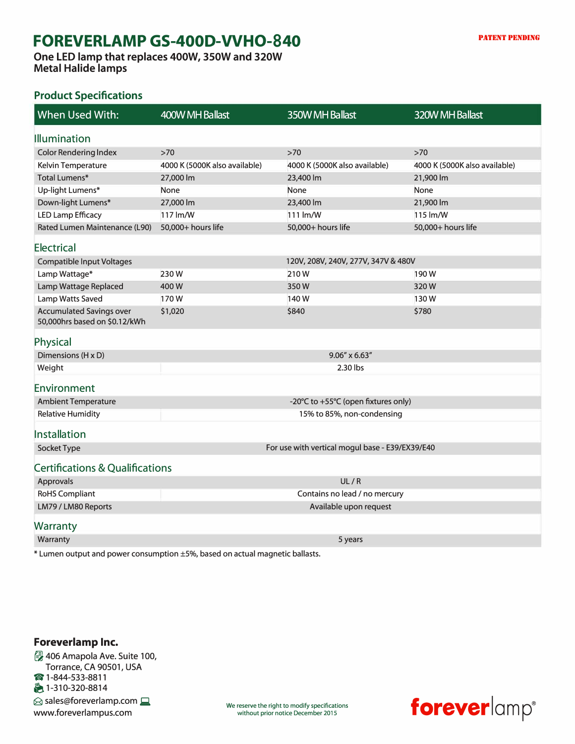# FOREVERLAMP GS-400D-VVHO-840

PATENT PENDING

## One LED lamp that replaces 400W, 350W and 320W Metal Halide lamps

## Product Specifications

| When Used With: | 400W MH Ballast | 350W MH Ballast | 320W MH Ballast |
|---|---|---|---|
| **Illumination** | | | |
| Color Rendering Index | >70 | >70 | >70 |
| Kelvin Temperature | 4000 K (5000K also available) | 4000 K (5000K also available) | 4000 K (5000K also available) |
| Total Lumens* | 27,000 lm | 23,400 lm | 21,900 lm |
| Up-light Lumens* | None | None | None |
| Down-light Lumens* | 27,000 lm | 23,400 lm | 21,900 lm |
| LED Lamp Efficacy | 117 lm/W | 111 lm/W | 115 lm/W |
| Rated Lumen Maintenance (L90) | 50,000+ hours life | 50,000+ hours life | 50,000+ hours life |
| **Electrical** | | | |
| Compatible Input Voltages | 120V, 208V, 240V, 277V, 347V & 480V | | |
| Lamp Wattage* | 230 W | 210 W | 190 W |
| Lamp Wattage Replaced | 400 W | 350 W | 320 W |
| Lamp Watts Saved | 170 W | 140 W | 130 W |
| Accumulated Savings over 50,000hrs based on $0.12/kWh | $1,020 | $840 | $780 |
| **Physical** | | | |
| Dimensions (H x D) | 9.06" x 6.63" | | |
| Weight | 2.30 lbs | | |
| **Environment** | | | |
| Ambient Temperature | -20°C to +55°C (open fixtures only) | | |
| Relative Humidity | 15% to 85%, non-condensing | | |
| **Installation** | | | |
| Socket Type | For use with vertical mogul base - E39/EX39/E40 | | |
| **Certifications & Qualifications** | | | |
| Approvals | UL / R | | |
| RoHS Compliant | Contains no lead / no mercury | | |
| LM79 / LM80 Reports | Available upon request | | |
| **Warranty** | | | |
| Warranty | 5 years | | |

* Lumen output and power consumption ±5%, based on actual magnetic ballasts.

**Foreverlamp Inc.**

406 Amapola Ave. Suite 100,
Torrance, CA 90501, USA
1-844-533-8811
1-310-320-8814
sales@foreverlamp.com
www.foreverlampus.com

We reserve the right to modify specifications without prior notice December 2015

foreverlamp®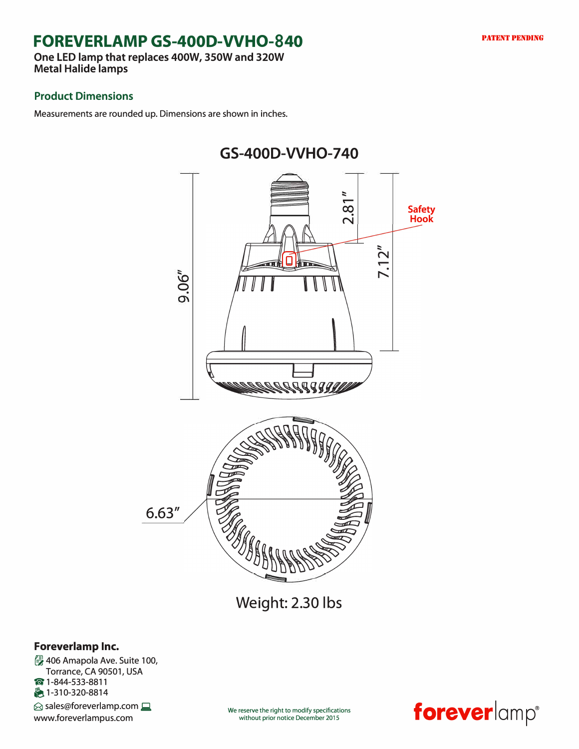# FOREVERLAMP GS-400D-VVHO-840

**One LED lamp that replaces 400W, 350W and 320W Metal Halide lamps**

PATENT PENDING

## Product Dimensions

Measurements are rounded up. Dimensions are shown in inches.

GS-400D-VVHO-740

9.06″

2.81″

7.12″

Safety Hook

6.63″

Weight: 2.30 lbs

**Foreverlamp Inc.**

406 Amapola Ave. Suite 100,
Torrance, CA 90501, USA

1-844-533-8811

1-310-320-8814

sales@foreverlamp.com

www.foreverlampus.com

We reserve the right to modify specifications without prior notice December 2015

foreverlamp®